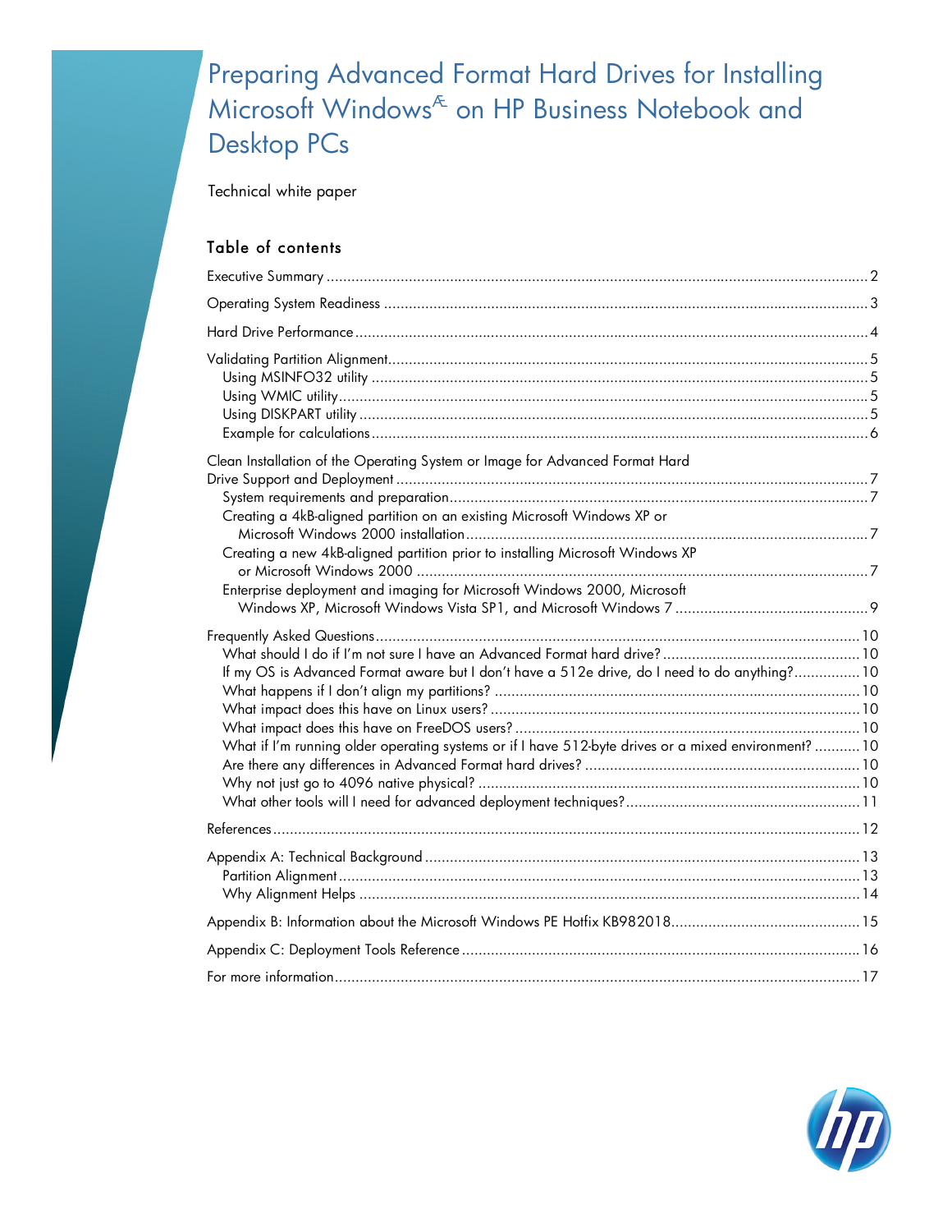# Preparing Advanced Format Hard Drives for Installing Microsoft Windows® on HP Business Notebook and Desktop PCs

Technical white paper

## Table of contents

Executive Summary ... 2

Operating System Readiness ... 3

Hard Drive Performance ... 4

Validating Partition Alignment ... 5
- Using MSINFO32 utility ... 5
- Using WMIC utility ... 5
- Using DISKPART utility ... 5
- Example for calculations ... 6

Clean Installation of the Operating System or Image for Advanced Format Hard Drive Support and Deployment ... 7
- System requirements and preparation ... 7
- Creating a 4kB-aligned partition on an existing Microsoft Windows XP or Microsoft Windows 2000 installation ... 7
- Creating a new 4kB-aligned partition prior to installing Microsoft Windows XP or Microsoft Windows 2000 ... 7
- Enterprise deployment and imaging for Microsoft Windows 2000, Microsoft Windows XP, Microsoft Windows Vista SP1, and Microsoft Windows 7 ... 9

Frequently Asked Questions ... 10
- What should I do if I'm not sure I have an Advanced Format hard drive? ... 10
- If my OS is Advanced Format aware but I don't have a 512e drive, do I need to do anything? ... 10
- What happens if I don't align my partitions? ... 10
- What impact does this have on Linux users? ... 10
- What impact does this have on FreeDOS users? ... 10
- What if I'm running older operating systems or if I have 512-byte drives or a mixed environment? ... 10
- Are there any differences in Advanced Format hard drives? ... 10
- Why not just go to 4096 native physical? ... 10
- What other tools will I need for advanced deployment techniques? ... 11

References ... 12

Appendix A: Technical Background ... 13
- Partition Alignment ... 13
- Why Alignment Helps ... 14

Appendix B: Information about the Microsoft Windows PE Hotfix KB982018 ... 15

Appendix C: Deployment Tools Reference ... 16

For more information ... 17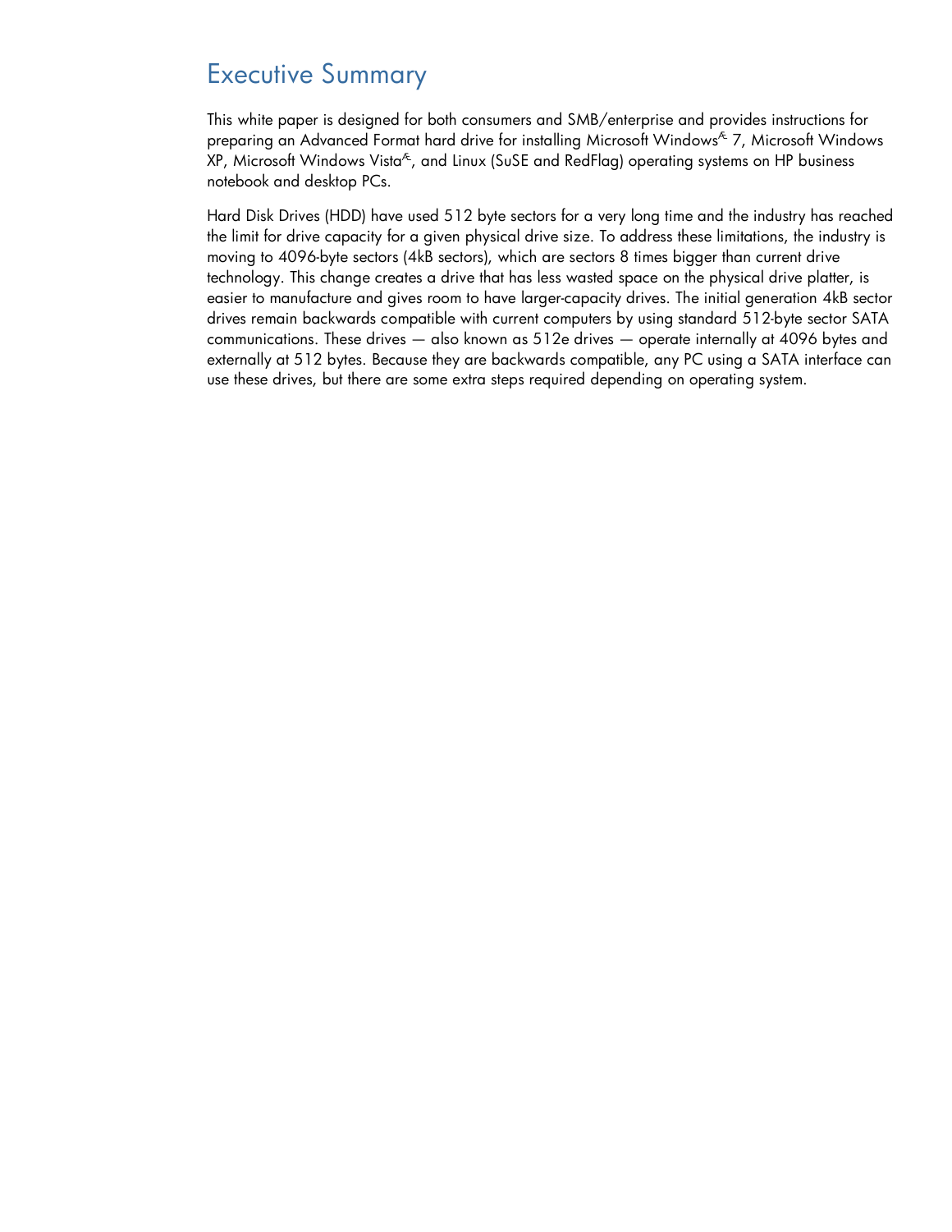# Executive Summary

This white paper is designed for both consumers and SMB/enterprise and provides instructions for preparing an Advanced Format hard drive for installing Microsoft Windows® 7, Microsoft Windows XP, Microsoft Windows Vista®, and Linux (SuSE and RedFlag) operating systems on HP business notebook and desktop PCs.

Hard Disk Drives (HDD) have used 512 byte sectors for a very long time and the industry has reached the limit for drive capacity for a given physical drive size. To address these limitations, the industry is moving to 4096-byte sectors (4kB sectors), which are sectors 8 times bigger than current drive technology. This change creates a drive that has less wasted space on the physical drive platter, is easier to manufacture and gives room to have larger-capacity drives. The initial generation 4kB sector drives remain backwards compatible with current computers by using standard 512-byte sector SATA communications. These drives — also known as 512e drives — operate internally at 4096 bytes and externally at 512 bytes. Because they are backwards compatible, any PC using a SATA interface can use these drives, but there are some extra steps required depending on operating system.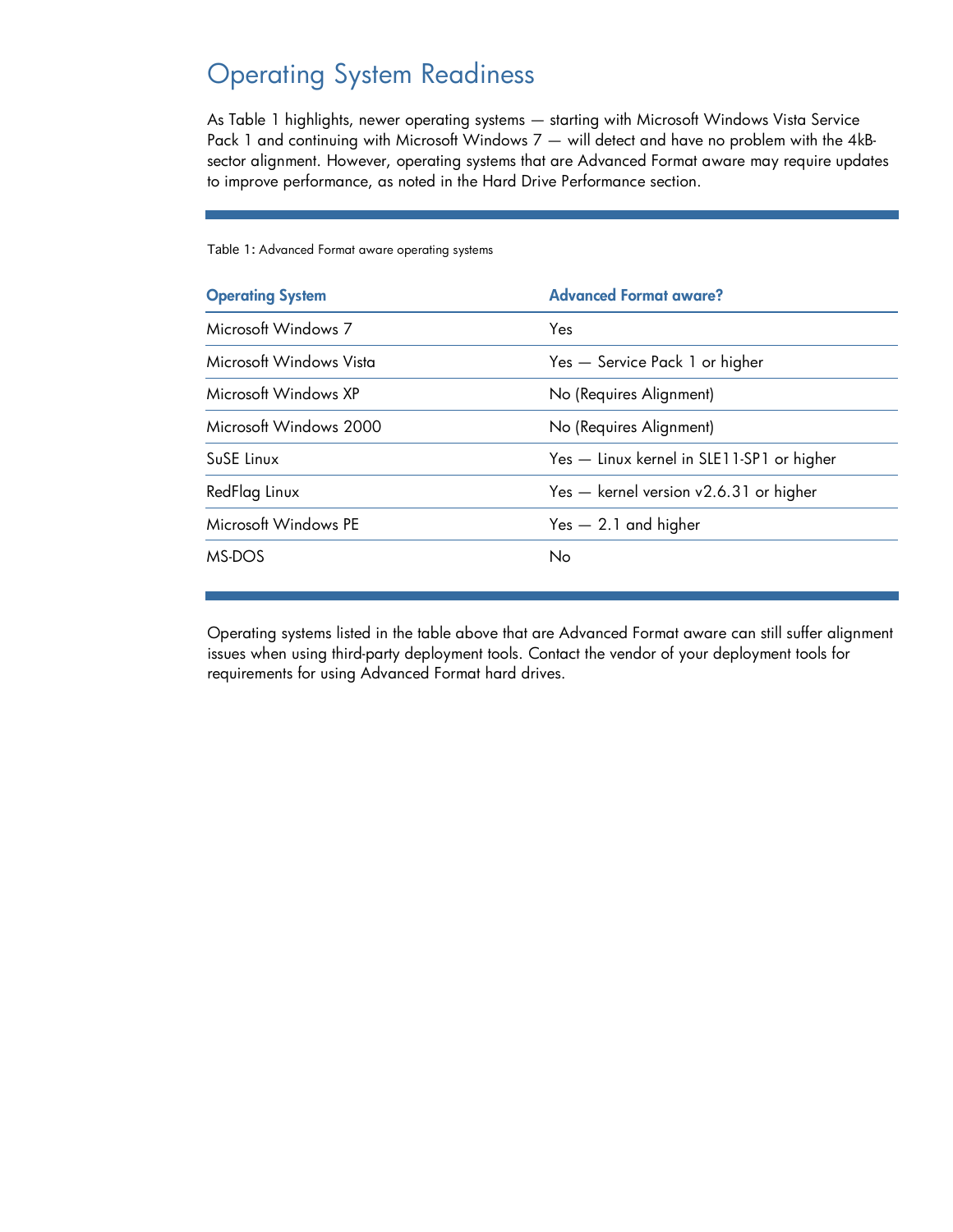# Operating System Readiness

As Table 1 highlights, newer operating systems — starting with Microsoft Windows Vista Service Pack 1 and continuing with Microsoft Windows 7 — will detect and have no problem with the 4kB-sector alignment. However, operating systems that are Advanced Format aware may require updates to improve performance, as noted in the Hard Drive Performance section.

Table 1: Advanced Format aware operating systems

| Operating System | Advanced Format aware? |
|---|---|
| Microsoft Windows 7 | Yes |
| Microsoft Windows Vista | Yes — Service Pack 1 or higher |
| Microsoft Windows XP | No (Requires Alignment) |
| Microsoft Windows 2000 | No (Requires Alignment) |
| SuSE Linux | Yes — Linux kernel in SLE11-SP1 or higher |
| RedFlag Linux | Yes — kernel version v2.6.31 or higher |
| Microsoft Windows PE | Yes — 2.1 and higher |
| MS-DOS | No |

Operating systems listed in the table above that are Advanced Format aware can still suffer alignment issues when using third-party deployment tools. Contact the vendor of your deployment tools for requirements for using Advanced Format hard drives.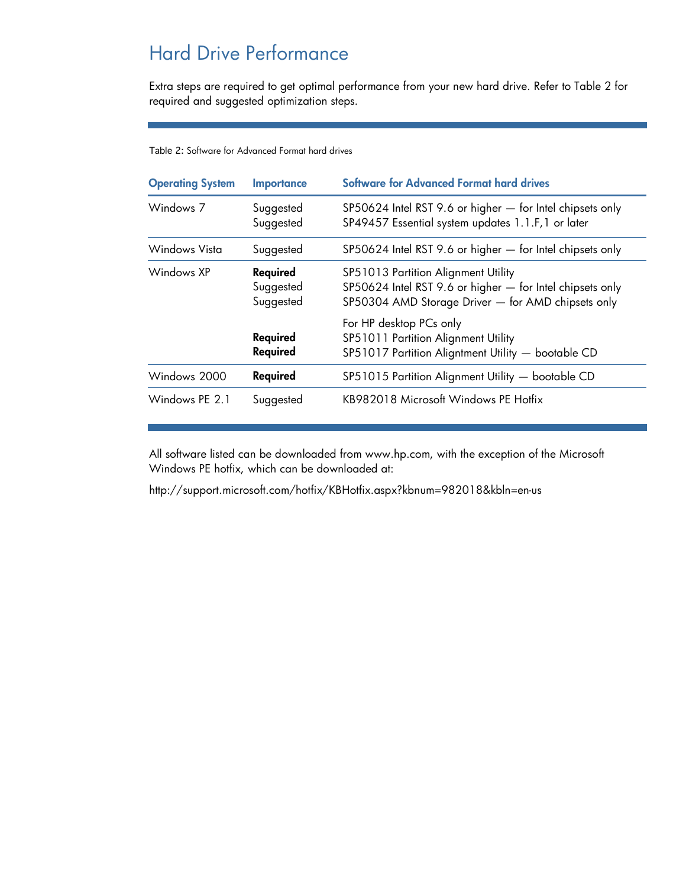# Hard Drive Performance

Extra steps are required to get optimal performance from your new hard drive. Refer to Table 2 for required and suggested optimization steps.

Table 2: Software for Advanced Format hard drives

| Operating System | Importance | Software for Advanced Format hard drives |
|---|---|---|
| Windows 7 | Suggested<br>Suggested | SP50624 Intel RST 9.6 or higher — for Intel chipsets only<br>SP49457 Essential system updates 1.1.F,1 or later |
| Windows Vista | Suggested | SP50624 Intel RST 9.6 or higher — for Intel chipsets only |
| Windows XP | **Required**<br>Suggested<br>Suggested | SP51013 Partition Alignment Utility<br>SP50624 Intel RST 9.6 or higher — for Intel chipsets only<br>SP50304 AMD Storage Driver — for AMD chipsets only |
| | <br>**Required**<br>**Required** | For HP desktop PCs only<br>SP51011 Partition Alignment Utility<br>SP51017 Partition Aligntment Utility — bootable CD |
| Windows 2000 | **Required** | SP51015 Partition Alignment Utility — bootable CD |
| Windows PE 2.1 | Suggested | KB982018 Microsoft Windows PE Hotfix |

All software listed can be downloaded from www.hp.com, with the exception of the Microsoft Windows PE hotfix, which can be downloaded at:

http://support.microsoft.com/hotfix/KBHotfix.aspx?kbnum=982018&kbln=en-us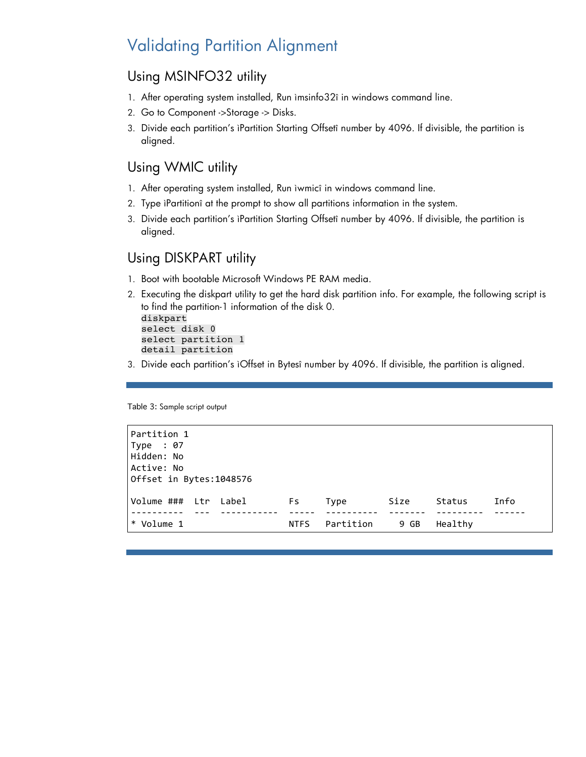# Validating Partition Alignment

## Using MSINFO32 utility

1. After operating system installed, Run ìmsinfo32î in windows command line.
2. Go to Component ->Storage -> Disks.
3. Divide each partition's ìPartition Starting Offsetî number by 4096. If divisible, the partition is aligned.

## Using WMIC utility

1. After operating system installed, Run ìwmicî in windows command line.
2. Type ìPartitionî at the prompt to show all partitions information in the system.
3. Divide each partition's ìPartition Starting Offsetî number by 4096. If divisible, the partition is aligned.

## Using DISKPART utility

1. Boot with bootable Microsoft Windows PE RAM media.
2. Executing the diskpart utility to get the hard disk partition info. For example, the following script is to find the partition-1 information of the disk 0.
   ```
   diskpart
   select disk 0
   select partition 1
   detail partition
   ```
3. Divide each partition's ìOffset in Bytesî number by 4096. If divisible, the partition is aligned.

Table 3: Sample script output

```
Partition 1
Type  : 07
Hidden: No
Active: No
Offset in Bytes:1048576

Volume ###  Ltr  Label        Fs     Type        Size     Status     Info
----------  ---  -----------  -----  ----------  -------  ---------  ------
* Volume 1                    NTFS   Partition     9 GB   Healthy
```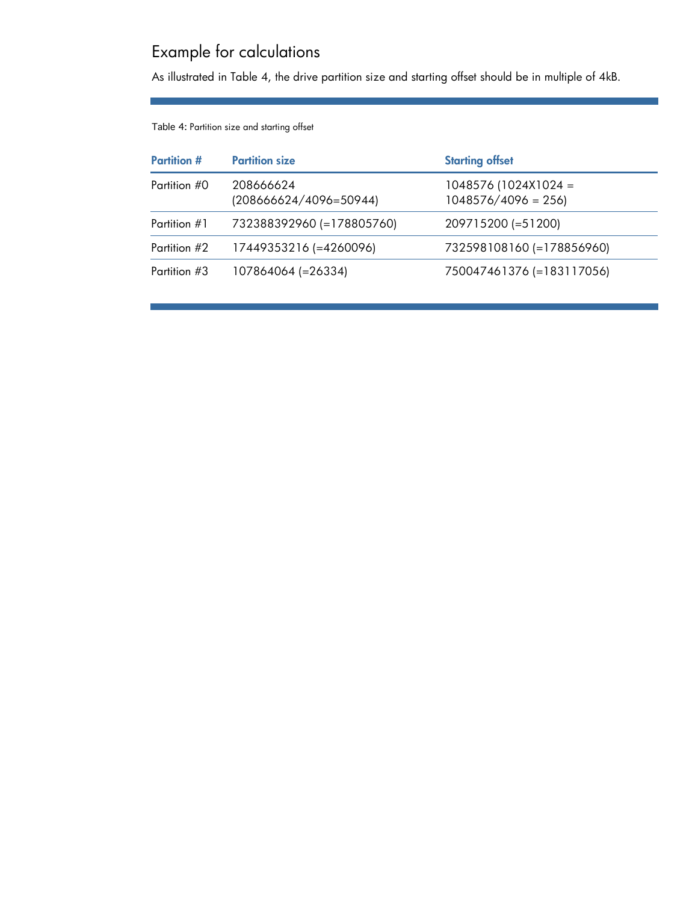## Example for calculations

As illustrated in Table 4, the drive partition size and starting offset should be in multiple of 4kB.

Table 4: Partition size and starting offset

| Partition # | Partition size | Starting offset |
| --- | --- | --- |
| Partition #0 | 208666624 (208666624/4096=50944) | 1048576 (1024X1024 = 1048576/4096 = 256) |
| Partition #1 | 732388392960 (=178805760) | 209715200 (=51200) |
| Partition #2 | 17449353216 (=4260096) | 732598108160 (=178856960) |
| Partition #3 | 107864064 (=26334) | 750047461376 (=183117056) |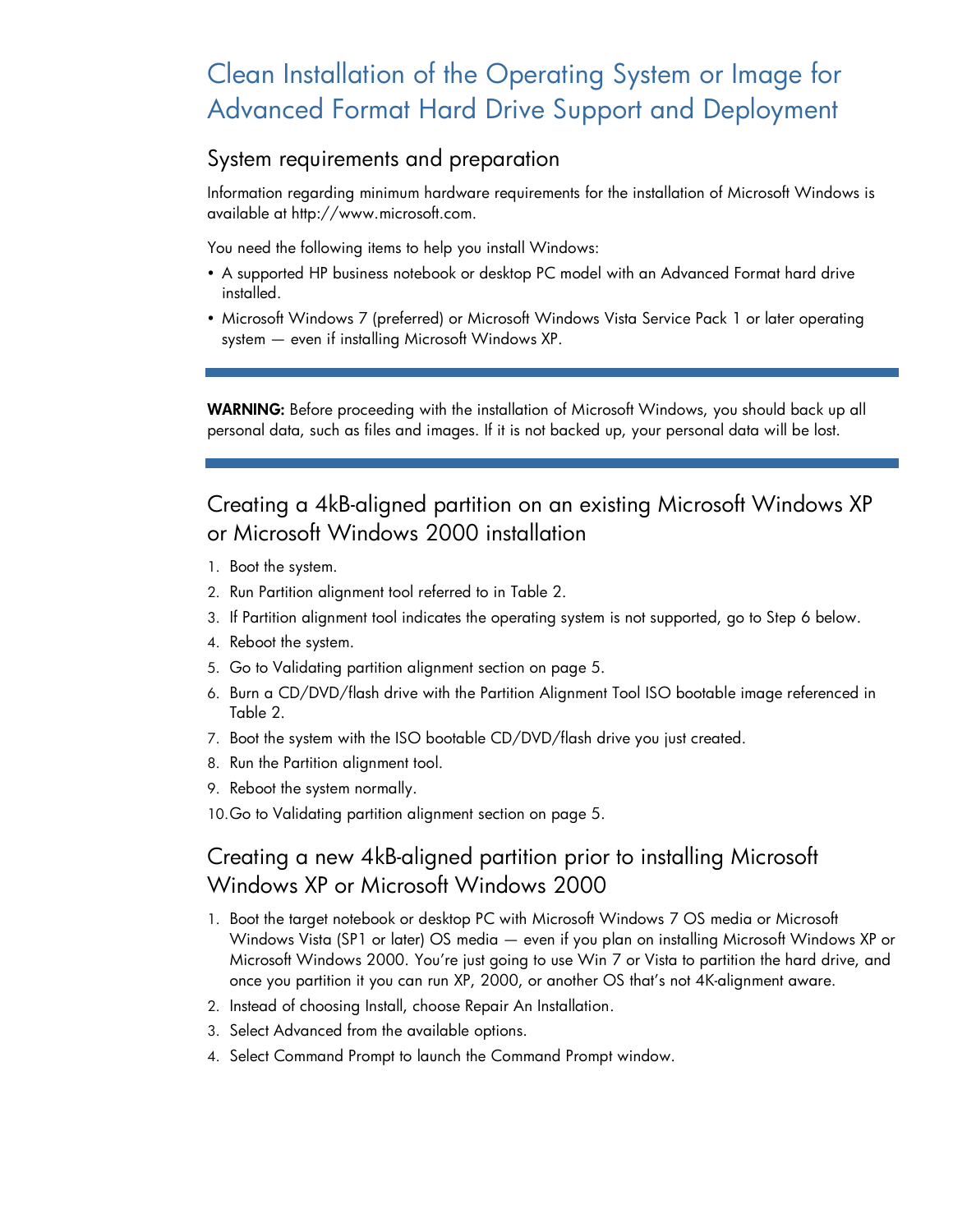# Clean Installation of the Operating System or Image for Advanced Format Hard Drive Support and Deployment

## System requirements and preparation

Information regarding minimum hardware requirements for the installation of Microsoft Windows is available at http://www.microsoft.com.

You need the following items to help you install Windows:

- A supported HP business notebook or desktop PC model with an Advanced Format hard drive installed.
- Microsoft Windows 7 (preferred) or Microsoft Windows Vista Service Pack 1 or later operating system — even if installing Microsoft Windows XP.

---

**WARNING:** Before proceeding with the installation of Microsoft Windows, you should back up all personal data, such as files and images. If it is not backed up, your personal data will be lost.

---

## Creating a 4kB-aligned partition on an existing Microsoft Windows XP or Microsoft Windows 2000 installation

1. Boot the system.
2. Run Partition alignment tool referred to in Table 2.
3. If Partition alignment tool indicates the operating system is not supported, go to Step 6 below.
4. Reboot the system.
5. Go to Validating partition alignment section on page 5.
6. Burn a CD/DVD/flash drive with the Partition Alignment Tool ISO bootable image referenced in Table 2.
7. Boot the system with the ISO bootable CD/DVD/flash drive you just created.
8. Run the Partition alignment tool.
9. Reboot the system normally.
10. Go to Validating partition alignment section on page 5.

## Creating a new 4kB-aligned partition prior to installing Microsoft Windows XP or Microsoft Windows 2000

1. Boot the target notebook or desktop PC with Microsoft Windows 7 OS media or Microsoft Windows Vista (SP1 or later) OS media — even if you plan on installing Microsoft Windows XP or Microsoft Windows 2000. You're just going to use Win 7 or Vista to partition the hard drive, and once you partition it you can run XP, 2000, or another OS that's not 4K-alignment aware.
2. Instead of choosing Install, choose Repair An Installation.
3. Select Advanced from the available options.
4. Select Command Prompt to launch the Command Prompt window.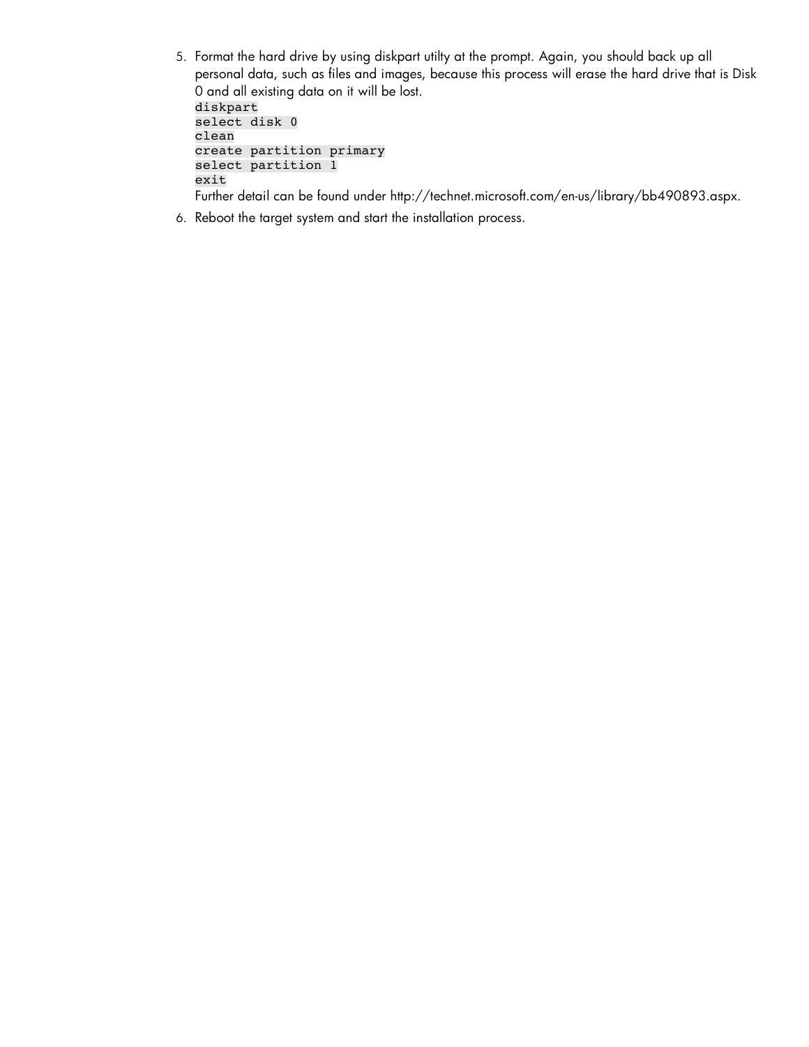5. Format the hard drive by using diskpart utilty at the prompt. Again, you should back up all personal data, such as files and images, because this process will erase the hard drive that is Disk 0 and all existing data on it will be lost.

   ```
   diskpart
   select disk 0
   clean
   create partition primary
   select partition 1
   exit
   ```

   Further detail can be found under http://technet.microsoft.com/en-us/library/bb490893.aspx.

6. Reboot the target system and start the installation process.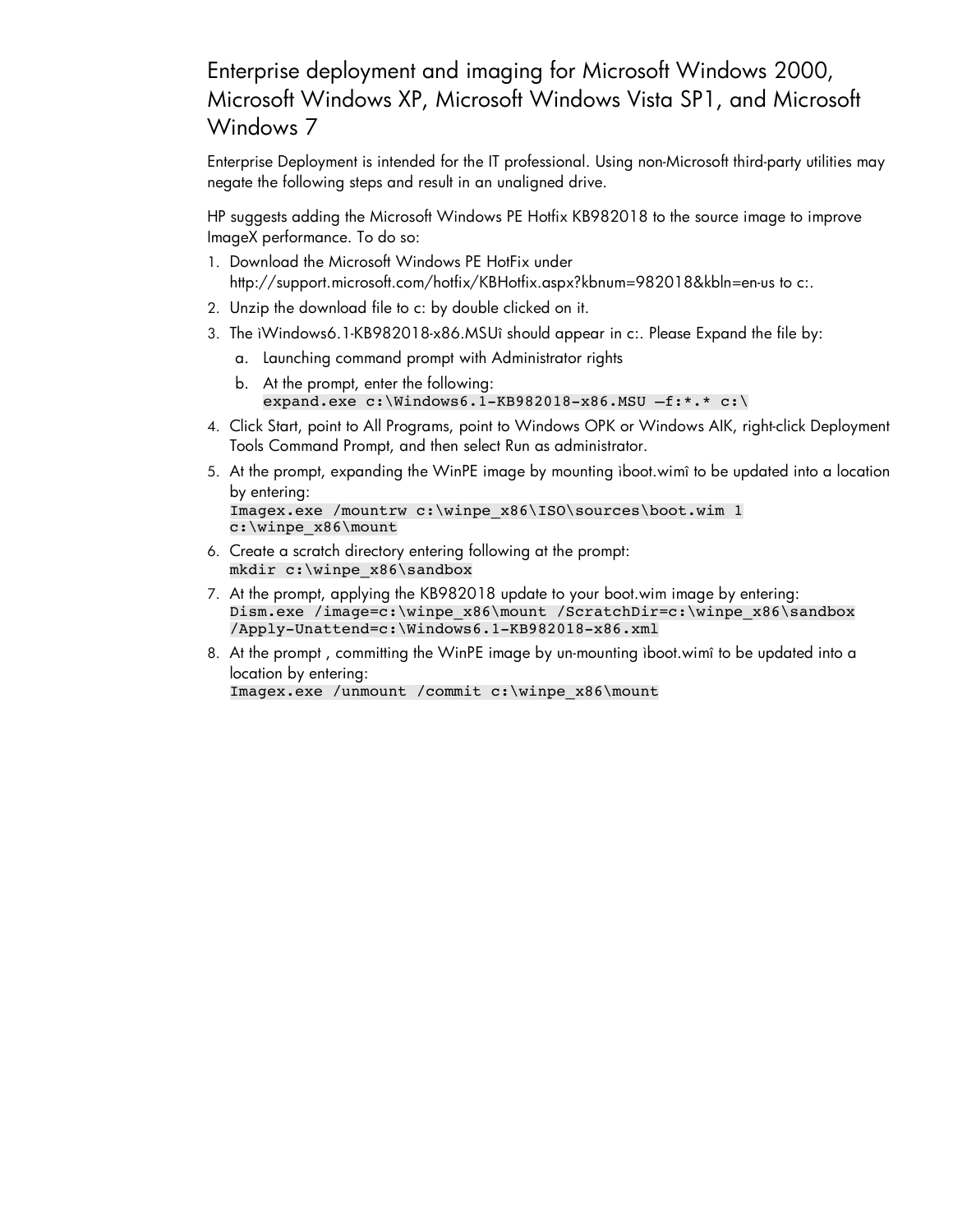## Enterprise deployment and imaging for Microsoft Windows 2000, Microsoft Windows XP, Microsoft Windows Vista SP1, and Microsoft Windows 7

Enterprise Deployment is intended for the IT professional. Using non-Microsoft third-party utilities may negate the following steps and result in an unaligned drive.

HP suggests adding the Microsoft Windows PE Hotfix KB982018 to the source image to improve ImageX performance. To do so:

1. Download the Microsoft Windows PE HotFix under http://support.microsoft.com/hotfix/KBHotfix.aspx?kbnum=982018&kbln=en-us to c:.
2. Unzip the download file to c: by double clicked on it.
3. The ìWindows6.1-KB982018-x86.MSUî should appear in c:. Please Expand the file by:
   a. Launching command prompt with Administrator rights
   b. At the prompt, enter the following:
      `expand.exe c:\Windows6.1-KB982018-x86.MSU –f:*.* c:\`
4. Click Start, point to All Programs, point to Windows OPK or Windows AIK, right-click Deployment Tools Command Prompt, and then select Run as administrator.
5. At the prompt, expanding the WinPE image by mounting ìboot.wimî to be updated into a location by entering:
   `Imagex.exe /mountrw c:\winpe_x86\ISO\sources\boot.wim 1 c:\winpe_x86\mount`
6. Create a scratch directory entering following at the prompt:
   `mkdir c:\winpe_x86\sandbox`
7. At the prompt, applying the KB982018 update to your boot.wim image by entering:
   `Dism.exe /image=c:\winpe_x86\mount /ScratchDir=c:\winpe_x86\sandbox /Apply-Unattend=c:\Windows6.1-KB982018-x86.xml`
8. At the prompt , committing the WinPE image by un-mounting ìboot.wimî to be updated into a location by entering:
   `Imagex.exe /unmount /commit c:\winpe_x86\mount`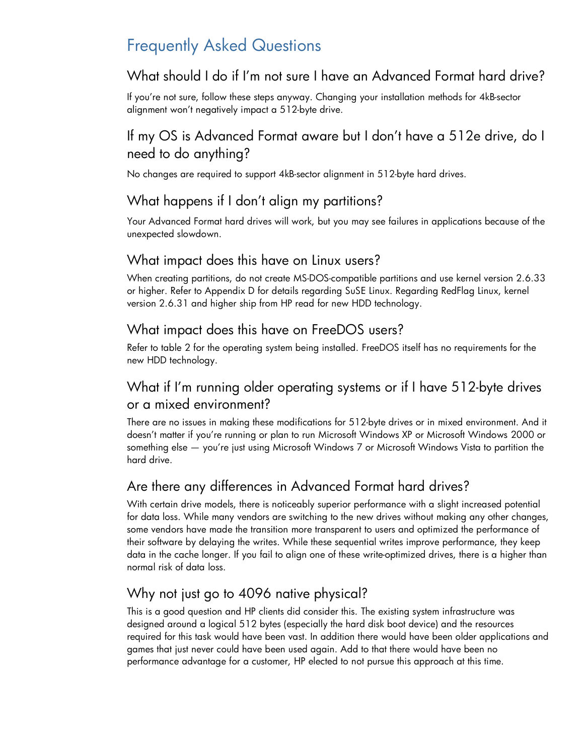# Frequently Asked Questions

## What should I do if I'm not sure I have an Advanced Format hard drive?

If you're not sure, follow these steps anyway. Changing your installation methods for 4kB-sector alignment won't negatively impact a 512-byte drive.

## If my OS is Advanced Format aware but I don't have a 512e drive, do I need to do anything?

No changes are required to support 4kB-sector alignment in 512-byte hard drives.

## What happens if I don't align my partitions?

Your Advanced Format hard drives will work, but you may see failures in applications because of the unexpected slowdown.

## What impact does this have on Linux users?

When creating partitions, do not create MS-DOS-compatible partitions and use kernel version 2.6.33 or higher. Refer to Appendix D for details regarding SuSE Linux. Regarding RedFlag Linux, kernel version 2.6.31 and higher ship from HP read for new HDD technology.

## What impact does this have on FreeDOS users?

Refer to table 2 for the operating system being installed. FreeDOS itself has no requirements for the new HDD technology.

## What if I'm running older operating systems or if I have 512-byte drives or a mixed environment?

There are no issues in making these modifications for 512-byte drives or in mixed environment. And it doesn't matter if you're running or plan to run Microsoft Windows XP or Microsoft Windows 2000 or something else — you're just using Microsoft Windows 7 or Microsoft Windows Vista to partition the hard drive.

## Are there any differences in Advanced Format hard drives?

With certain drive models, there is noticeably superior performance with a slight increased potential for data loss. While many vendors are switching to the new drives without making any other changes, some vendors have made the transition more transparent to users and optimized the performance of their software by delaying the writes. While these sequential writes improve performance, they keep data in the cache longer. If you fail to align one of these write-optimized drives, there is a higher than normal risk of data loss.

## Why not just go to 4096 native physical?

This is a good question and HP clients did consider this. The existing system infrastructure was designed around a logical 512 bytes (especially the hard disk boot device) and the resources required for this task would have been vast. In addition there would have been older applications and games that just never could have been used again. Add to that there would have been no performance advantage for a customer, HP elected to not pursue this approach at this time.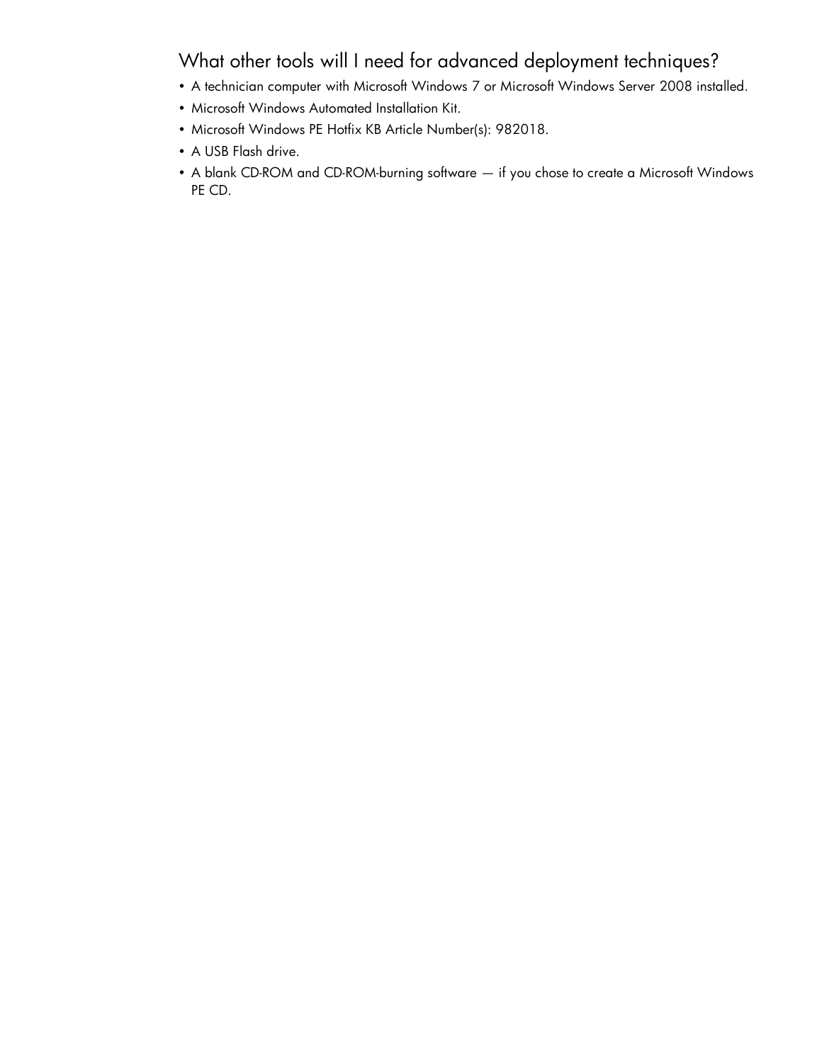## What other tools will I need for advanced deployment techniques?

- A technician computer with Microsoft Windows 7 or Microsoft Windows Server 2008 installed.
- Microsoft Windows Automated Installation Kit.
- Microsoft Windows PE Hotfix KB Article Number(s): 982018.
- A USB Flash drive.
- A blank CD-ROM and CD-ROM-burning software — if you chose to create a Microsoft Windows PE CD.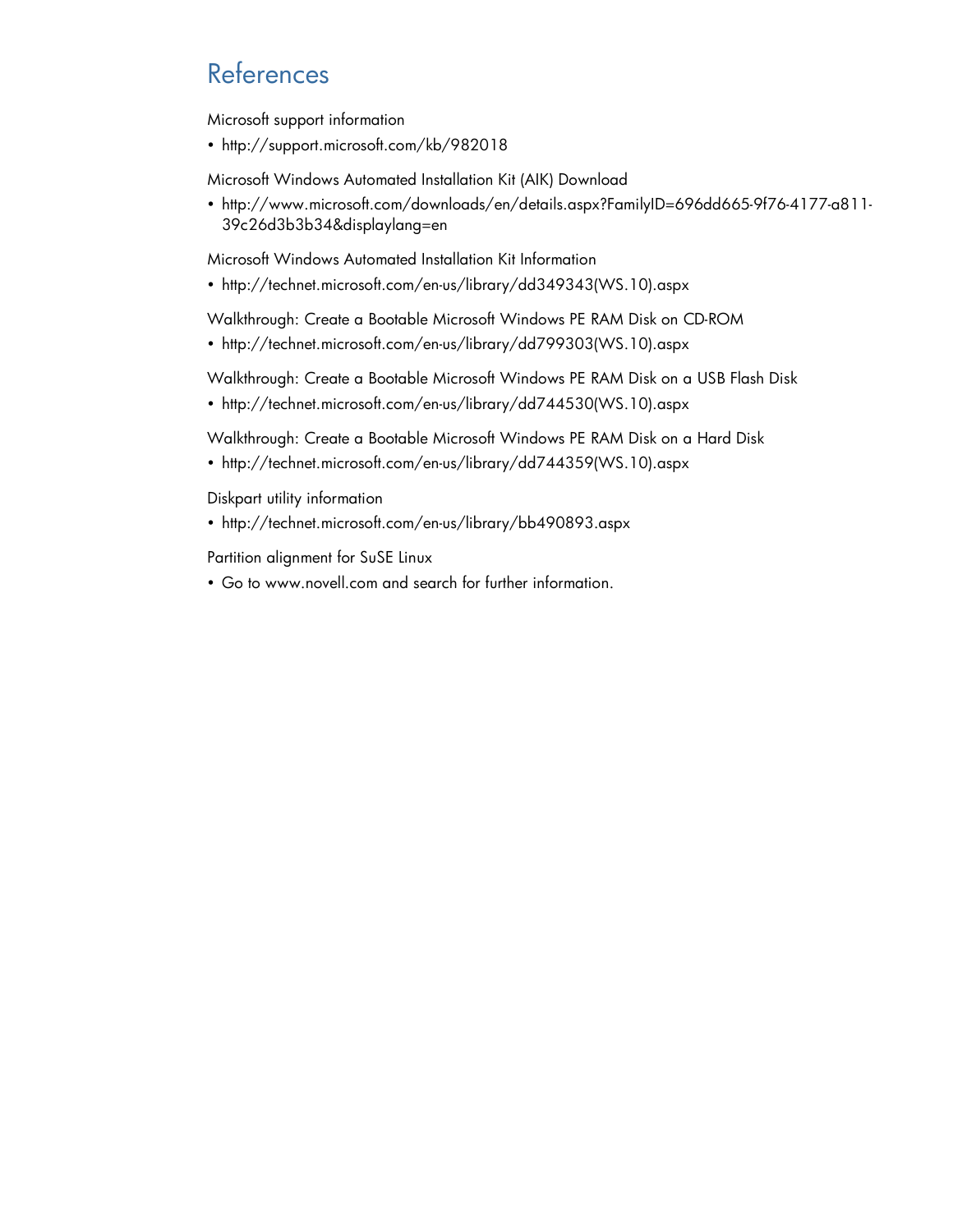# References

Microsoft support information

- http://support.microsoft.com/kb/982018

Microsoft Windows Automated Installation Kit (AIK) Download

- http://www.microsoft.com/downloads/en/details.aspx?FamilyID=696dd665-9f76-4177-a811-39c26d3b3b34&displaylang=en

Microsoft Windows Automated Installation Kit Information

- http://technet.microsoft.com/en-us/library/dd349343(WS.10).aspx

Walkthrough: Create a Bootable Microsoft Windows PE RAM Disk on CD-ROM

- http://technet.microsoft.com/en-us/library/dd799303(WS.10).aspx

Walkthrough: Create a Bootable Microsoft Windows PE RAM Disk on a USB Flash Disk

- http://technet.microsoft.com/en-us/library/dd744530(WS.10).aspx

Walkthrough: Create a Bootable Microsoft Windows PE RAM Disk on a Hard Disk

- http://technet.microsoft.com/en-us/library/dd744359(WS.10).aspx

Diskpart utility information

- http://technet.microsoft.com/en-us/library/bb490893.aspx

Partition alignment for SuSE Linux

- Go to www.novell.com and search for further information.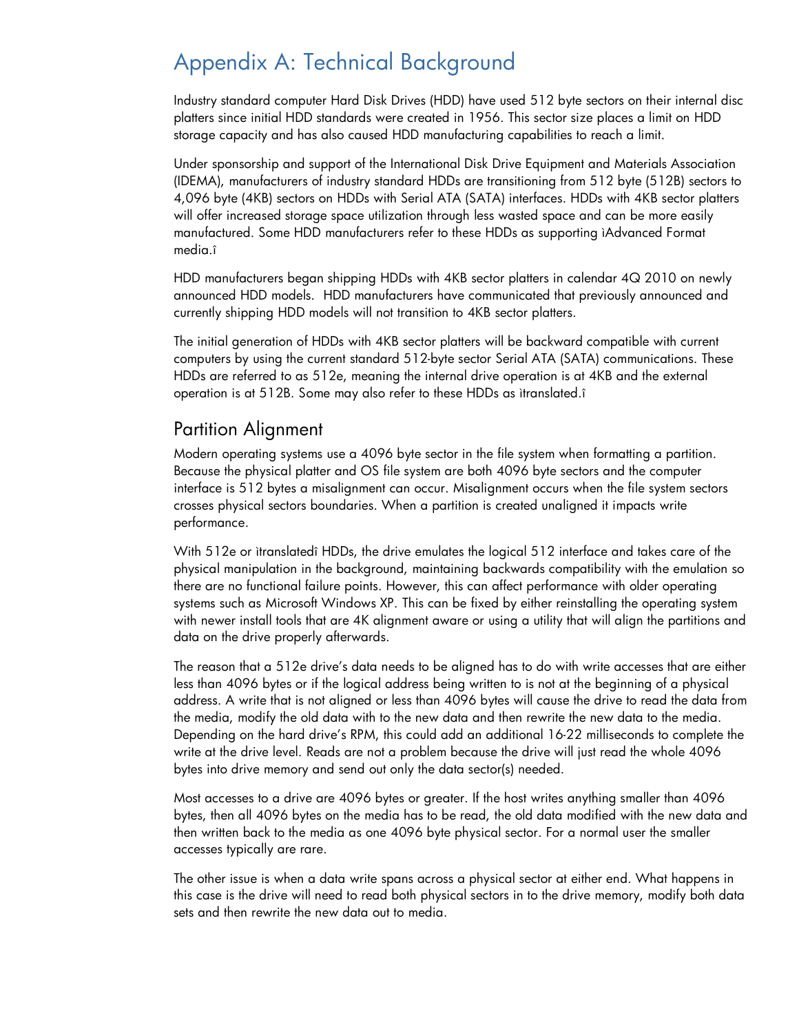# Appendix A: Technical Background

Industry standard computer Hard Disk Drives (HDD) have used 512 byte sectors on their internal disc platters since initial HDD standards were created in 1956. This sector size places a limit on HDD storage capacity and has also caused HDD manufacturing capabilities to reach a limit.

Under sponsorship and support of the International Disk Drive Equipment and Materials Association (IDEMA), manufacturers of industry standard HDDs are transitioning from 512 byte (512B) sectors to 4,096 byte (4KB) sectors on HDDs with Serial ATA (SATA) interfaces. HDDs with 4KB sector platters will offer increased storage space utilization through less wasted space and can be more easily manufactured. Some HDD manufacturers refer to these HDDs as supporting ìAdvanced Format media.î

HDD manufacturers began shipping HDDs with 4KB sector platters in calendar 4Q 2010 on newly announced HDD models. HDD manufacturers have communicated that previously announced and currently shipping HDD models will not transition to 4KB sector platters.

The initial generation of HDDs with 4KB sector platters will be backward compatible with current computers by using the current standard 512-byte sector Serial ATA (SATA) communications. These HDDs are referred to as 512e, meaning the internal drive operation is at 4KB and the external operation is at 512B. Some may also refer to these HDDs as ìtranslated.î

## Partition Alignment

Modern operating systems use a 4096 byte sector in the file system when formatting a partition. Because the physical platter and OS file system are both 4096 byte sectors and the computer interface is 512 bytes a misalignment can occur. Misalignment occurs when the file system sectors crosses physical sectors boundaries. When a partition is created unaligned it impacts write performance.

With 512e or ìtranslatedî HDDs, the drive emulates the logical 512 interface and takes care of the physical manipulation in the background, maintaining backwards compatibility with the emulation so there are no functional failure points. However, this can affect performance with older operating systems such as Microsoft Windows XP. This can be fixed by either reinstalling the operating system with newer install tools that are 4K alignment aware or using a utility that will align the partitions and data on the drive properly afterwards.

The reason that a 512e drive's data needs to be aligned has to do with write accesses that are either less than 4096 bytes or if the logical address being written to is not at the beginning of a physical address. A write that is not aligned or less than 4096 bytes will cause the drive to read the data from the media, modify the old data with to the new data and then rewrite the new data to the media. Depending on the hard drive's RPM, this could add an additional 16-22 milliseconds to complete the write at the drive level. Reads are not a problem because the drive will just read the whole 4096 bytes into drive memory and send out only the data sector(s) needed.

Most accesses to a drive are 4096 bytes or greater. If the host writes anything smaller than 4096 bytes, then all 4096 bytes on the media has to be read, the old data modified with the new data and then written back to the media as one 4096 byte physical sector. For a normal user the smaller accesses typically are rare.

The other issue is when a data write spans across a physical sector at either end. What happens in this case is the drive will need to read both physical sectors in to the drive memory, modify both data sets and then rewrite the new data out to media.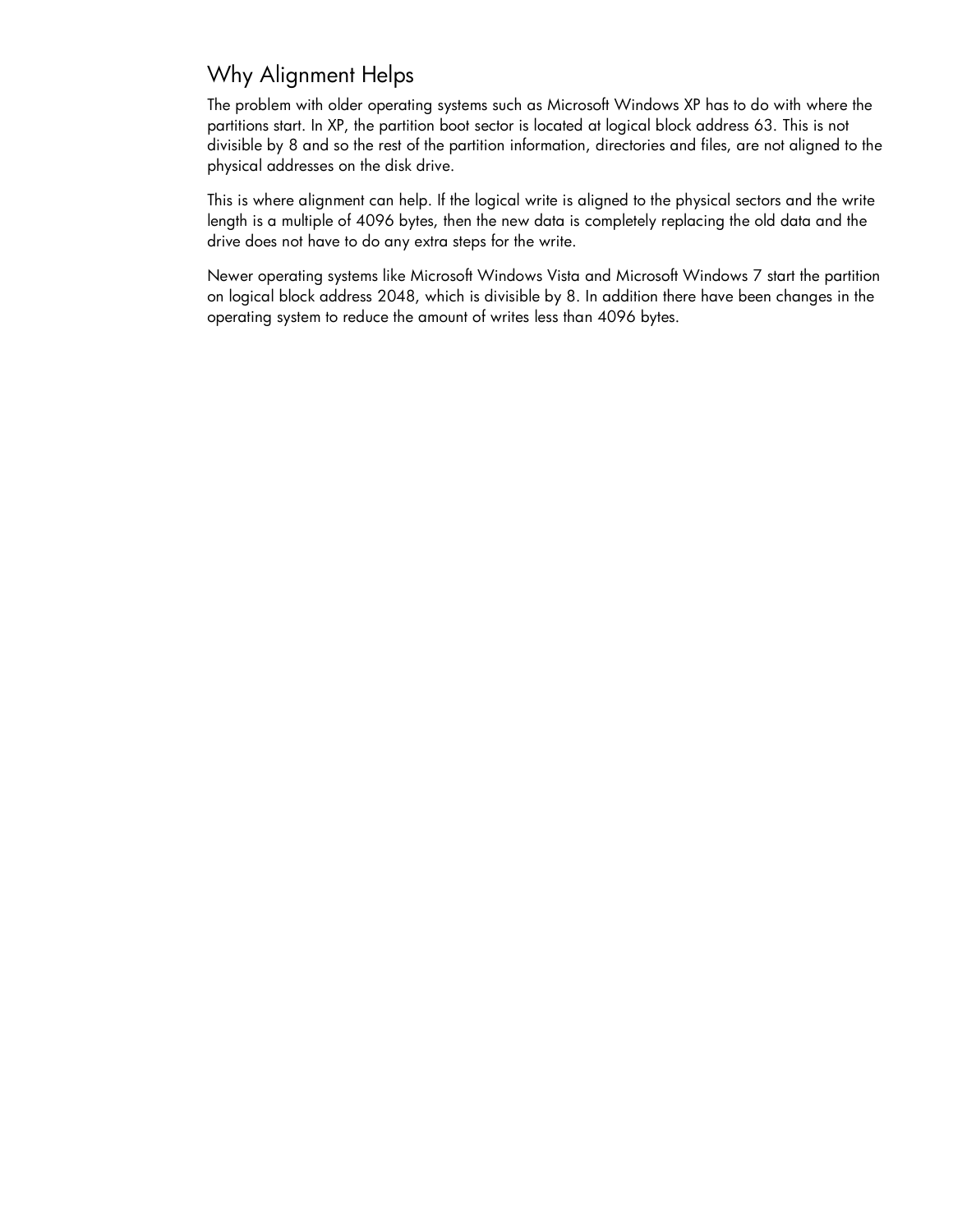## Why Alignment Helps

The problem with older operating systems such as Microsoft Windows XP has to do with where the partitions start. In XP, the partition boot sector is located at logical block address 63. This is not divisible by 8 and so the rest of the partition information, directories and files, are not aligned to the physical addresses on the disk drive.

This is where alignment can help. If the logical write is aligned to the physical sectors and the write length is a multiple of 4096 bytes, then the new data is completely replacing the old data and the drive does not have to do any extra steps for the write.

Newer operating systems like Microsoft Windows Vista and Microsoft Windows 7 start the partition on logical block address 2048, which is divisible by 8. In addition there have been changes in the operating system to reduce the amount of writes less than 4096 bytes.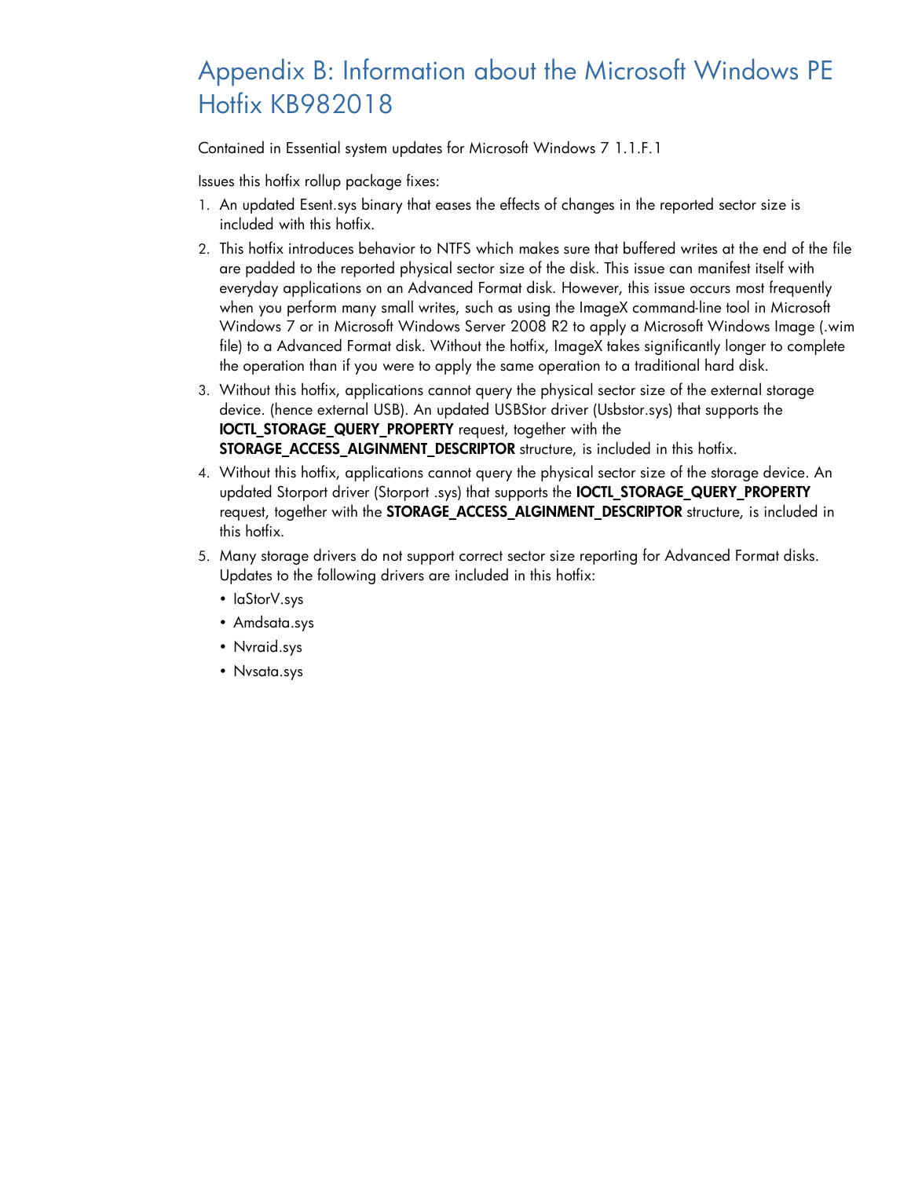# Appendix B: Information about the Microsoft Windows PE Hotfix KB982018

Contained in Essential system updates for Microsoft Windows 7 1.1.F.1

Issues this hotfix rollup package fixes:

1. An updated Esent.sys binary that eases the effects of changes in the reported sector size is included with this hotfix.
2. This hotfix introduces behavior to NTFS which makes sure that buffered writes at the end of the file are padded to the reported physical sector size of the disk. This issue can manifest itself with everyday applications on an Advanced Format disk. However, this issue occurs most frequently when you perform many small writes, such as using the ImageX command-line tool in Microsoft Windows 7 or in Microsoft Windows Server 2008 R2 to apply a Microsoft Windows Image (.wim file) to a Advanced Format disk. Without the hotfix, ImageX takes significantly longer to complete the operation than if you were to apply the same operation to a traditional hard disk.
3. Without this hotfix, applications cannot query the physical sector size of the external storage device. (hence external USB). An updated USBStor driver (Usbstor.sys) that supports the **IOCTL_STORAGE_QUERY_PROPERTY** request, together with the **STORAGE_ACCESS_ALGINMENT_DESCRIPTOR** structure, is included in this hotfix.
4. Without this hotfix, applications cannot query the physical sector size of the storage device. An updated Storport driver (Storport .sys) that supports the **IOCTL_STORAGE_QUERY_PROPERTY** request, together with the **STORAGE_ACCESS_ALGINMENT_DESCRIPTOR** structure, is included in this hotfix.
5. Many storage drivers do not support correct sector size reporting for Advanced Format disks. Updates to the following drivers are included in this hotfix:
   - IaStorV.sys
   - Amdsata.sys
   - Nvraid.sys
   - Nvsata.sys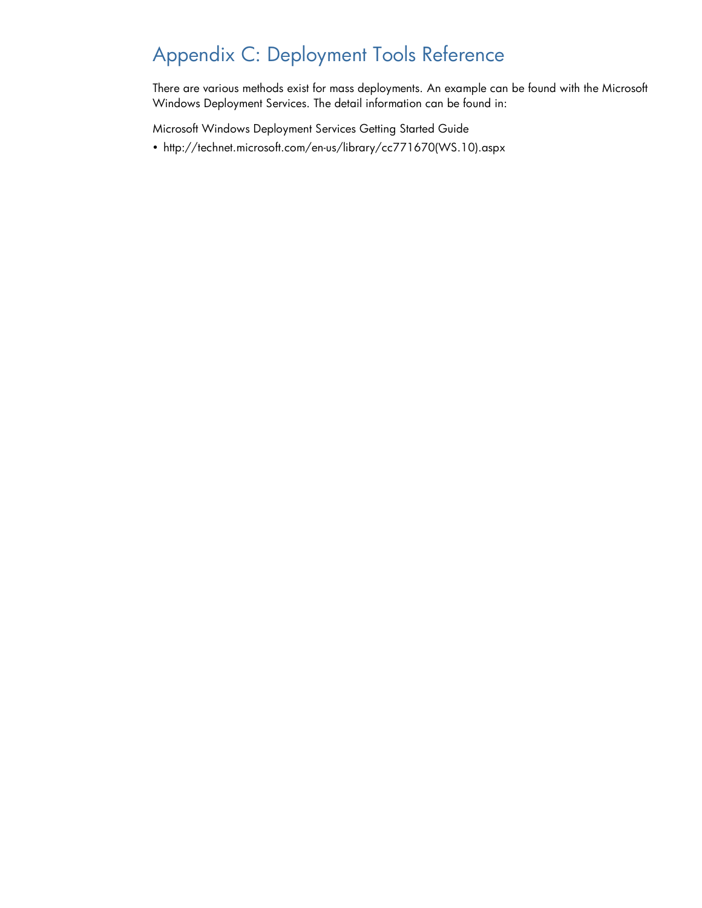# Appendix C: Deployment Tools Reference

There are various methods exist for mass deployments. An example can be found with the Microsoft Windows Deployment Services. The detail information can be found in:

Microsoft Windows Deployment Services Getting Started Guide

- http://technet.microsoft.com/en-us/library/cc771670(WS.10).aspx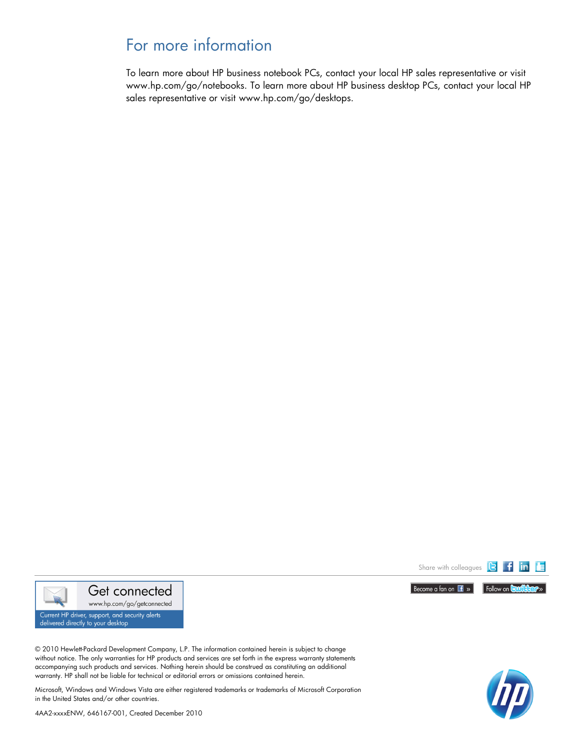## For more information

To learn more about HP business notebook PCs, contact your local HP sales representative or visit www.hp.com/go/notebooks. To learn more about HP business desktop PCs, contact your local HP sales representative or visit www.hp.com/go/desktops.

Share with colleagues

Get connected

www.hp.com/go/getconnected

Current HP driver, support, and security alerts delivered directly to your desktop

Become a fan on »

Follow on twitter »

© 2010 Hewlett-Packard Development Company, L.P. The information contained herein is subject to change without notice. The only warranties for HP products and services are set forth in the express warranty statements accompanying such products and services. Nothing herein should be construed as constituting an additional warranty. HP shall not be liable for technical or editorial errors or omissions contained herein.

Microsoft, Windows and Windows Vista are either registered trademarks or trademarks of Microsoft Corporation in the United States and/or other countries.

4AA2-xxxxENW, 646167-001, Created December 2010